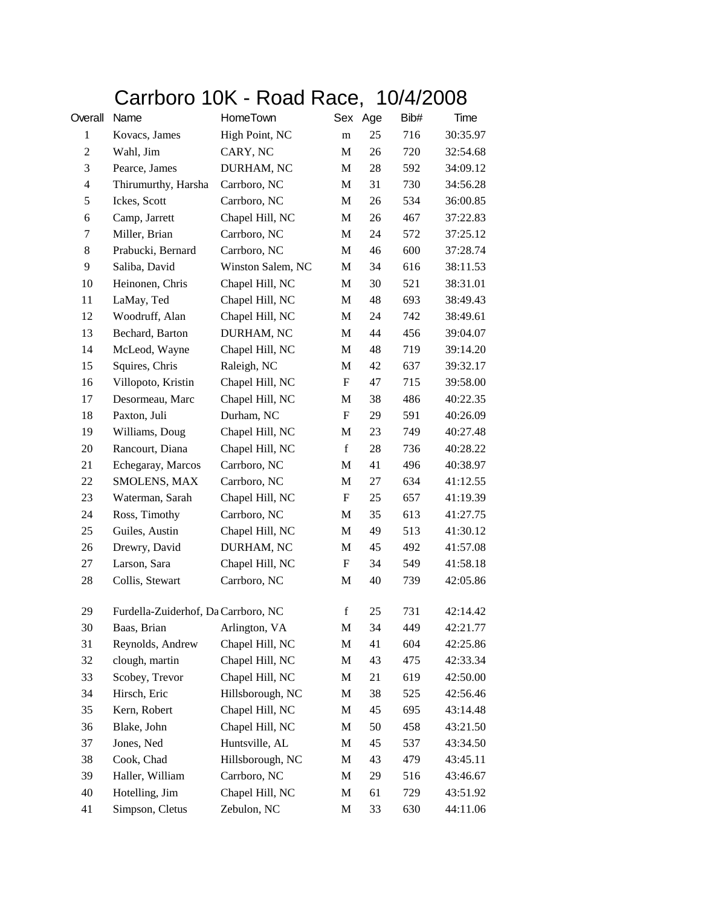# Carrboro 10K - Road Race, 10/4/2008

| Overall | Name | HomeTown | Sex | Age | Bib# | Time |
|---|---|---|---|---|---|---|
| 1 | Kovacs, James | High Point, NC | m | 25 | 716 | 30:35.97 |
| 2 | Wahl, Jim | CARY, NC | M | 26 | 720 | 32:54.68 |
| 3 | Pearce, James | DURHAM, NC | M | 28 | 592 | 34:09.12 |
| 4 | Thirumurthy, Harsha | Carrboro, NC | M | 31 | 730 | 34:56.28 |
| 5 | Ickes, Scott | Carrboro, NC | M | 26 | 534 | 36:00.85 |
| 6 | Camp, Jarrett | Chapel Hill, NC | M | 26 | 467 | 37:22.83 |
| 7 | Miller, Brian | Carrboro, NC | M | 24 | 572 | 37:25.12 |
| 8 | Prabucki, Bernard | Carrboro, NC | M | 46 | 600 | 37:28.74 |
| 9 | Saliba, David | Winston Salem, NC | M | 34 | 616 | 38:11.53 |
| 10 | Heinonen, Chris | Chapel Hill, NC | M | 30 | 521 | 38:31.01 |
| 11 | LaMay, Ted | Chapel Hill, NC | M | 48 | 693 | 38:49.43 |
| 12 | Woodruff, Alan | Chapel Hill, NC | M | 24 | 742 | 38:49.61 |
| 13 | Bechard, Barton | DURHAM, NC | M | 44 | 456 | 39:04.07 |
| 14 | McLeod, Wayne | Chapel Hill, NC | M | 48 | 719 | 39:14.20 |
| 15 | Squires, Chris | Raleigh, NC | M | 42 | 637 | 39:32.17 |
| 16 | Villopoto, Kristin | Chapel Hill, NC | F | 47 | 715 | 39:58.00 |
| 17 | Desormeau, Marc | Chapel Hill, NC | M | 38 | 486 | 40:22.35 |
| 18 | Paxton, Juli | Durham, NC | F | 29 | 591 | 40:26.09 |
| 19 | Williams, Doug | Chapel Hill, NC | M | 23 | 749 | 40:27.48 |
| 20 | Rancourt, Diana | Chapel Hill, NC | f | 28 | 736 | 40:28.22 |
| 21 | Echegaray, Marcos | Carrboro, NC | M | 41 | 496 | 40:38.97 |
| 22 | SMOLENS, MAX | Carrboro, NC | M | 27 | 634 | 41:12.55 |
| 23 | Waterman, Sarah | Chapel Hill, NC | F | 25 | 657 | 41:19.39 |
| 24 | Ross, Timothy | Carrboro, NC | M | 35 | 613 | 41:27.75 |
| 25 | Guiles, Austin | Chapel Hill, NC | M | 49 | 513 | 41:30.12 |
| 26 | Drewry, David | DURHAM, NC | M | 45 | 492 | 41:57.08 |
| 27 | Larson, Sara | Chapel Hill, NC | F | 34 | 549 | 41:58.18 |
| 28 | Collis, Stewart | Carrboro, NC | M | 40 | 739 | 42:05.86 |
| 29 | Furdella-Zuiderhof, Da | Carrboro, NC | f | 25 | 731 | 42:14.42 |
| 30 | Baas, Brian | Arlington, VA | M | 34 | 449 | 42:21.77 |
| 31 | Reynolds, Andrew | Chapel Hill, NC | M | 41 | 604 | 42:25.86 |
| 32 | clough, martin | Chapel Hill, NC | M | 43 | 475 | 42:33.34 |
| 33 | Scobey, Trevor | Chapel Hill, NC | M | 21 | 619 | 42:50.00 |
| 34 | Hirsch, Eric | Hillsborough, NC | M | 38 | 525 | 42:56.46 |
| 35 | Kern, Robert | Chapel Hill, NC | M | 45 | 695 | 43:14.48 |
| 36 | Blake, John | Chapel Hill, NC | M | 50 | 458 | 43:21.50 |
| 37 | Jones, Ned | Huntsville, AL | M | 45 | 537 | 43:34.50 |
| 38 | Cook, Chad | Hillsborough, NC | M | 43 | 479 | 43:45.11 |
| 39 | Haller, William | Carrboro, NC | M | 29 | 516 | 43:46.67 |
| 40 | Hotelling, Jim | Chapel Hill, NC | M | 61 | 729 | 43:51.92 |
| 41 | Simpson, Cletus | Zebulon, NC | M | 33 | 630 | 44:11.06 |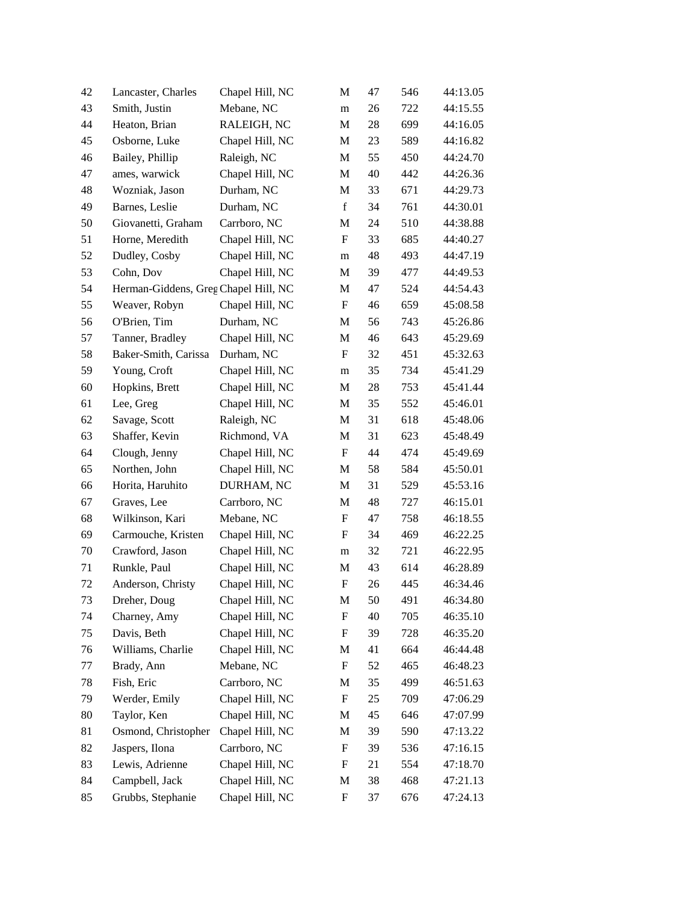| | | | | | | |
|---|---|---|---|---|---|---|
| 42 | Lancaster, Charles | Chapel Hill, NC | M | 47 | 546 | 44:13.05 |
| 43 | Smith, Justin | Mebane, NC | m | 26 | 722 | 44:15.55 |
| 44 | Heaton, Brian | RALEIGH, NC | M | 28 | 699 | 44:16.05 |
| 45 | Osborne, Luke | Chapel Hill, NC | M | 23 | 589 | 44:16.82 |
| 46 | Bailey, Phillip | Raleigh, NC | M | 55 | 450 | 44:24.70 |
| 47 | ames, warwick | Chapel Hill, NC | M | 40 | 442 | 44:26.36 |
| 48 | Wozniak, Jason | Durham, NC | M | 33 | 671 | 44:29.73 |
| 49 | Barnes, Leslie | Durham, NC | f | 34 | 761 | 44:30.01 |
| 50 | Giovanetti, Graham | Carrboro, NC | M | 24 | 510 | 44:38.88 |
| 51 | Horne, Meredith | Chapel Hill, NC | F | 33 | 685 | 44:40.27 |
| 52 | Dudley, Cosby | Chapel Hill, NC | m | 48 | 493 | 44:47.19 |
| 53 | Cohn, Dov | Chapel Hill, NC | M | 39 | 477 | 44:49.53 |
| 54 | Herman-Giddens, Greg | Chapel Hill, NC | M | 47 | 524 | 44:54.43 |
| 55 | Weaver, Robyn | Chapel Hill, NC | F | 46 | 659 | 45:08.58 |
| 56 | O'Brien, Tim | Durham, NC | M | 56 | 743 | 45:26.86 |
| 57 | Tanner, Bradley | Chapel Hill, NC | M | 46 | 643 | 45:29.69 |
| 58 | Baker-Smith, Carissa | Durham, NC | F | 32 | 451 | 45:32.63 |
| 59 | Young, Croft | Chapel Hill, NC | m | 35 | 734 | 45:41.29 |
| 60 | Hopkins, Brett | Chapel Hill, NC | M | 28 | 753 | 45:41.44 |
| 61 | Lee, Greg | Chapel Hill, NC | M | 35 | 552 | 45:46.01 |
| 62 | Savage, Scott | Raleigh, NC | M | 31 | 618 | 45:48.06 |
| 63 | Shaffer, Kevin | Richmond, VA | M | 31 | 623 | 45:48.49 |
| 64 | Clough, Jenny | Chapel Hill, NC | F | 44 | 474 | 45:49.69 |
| 65 | Northen, John | Chapel Hill, NC | M | 58 | 584 | 45:50.01 |
| 66 | Horita, Haruhito | DURHAM, NC | M | 31 | 529 | 45:53.16 |
| 67 | Graves, Lee | Carrboro, NC | M | 48 | 727 | 46:15.01 |
| 68 | Wilkinson, Kari | Mebane, NC | F | 47 | 758 | 46:18.55 |
| 69 | Carmouche, Kristen | Chapel Hill, NC | F | 34 | 469 | 46:22.25 |
| 70 | Crawford, Jason | Chapel Hill, NC | m | 32 | 721 | 46:22.95 |
| 71 | Runkle, Paul | Chapel Hill, NC | M | 43 | 614 | 46:28.89 |
| 72 | Anderson, Christy | Chapel Hill, NC | F | 26 | 445 | 46:34.46 |
| 73 | Dreher, Doug | Chapel Hill, NC | M | 50 | 491 | 46:34.80 |
| 74 | Charney, Amy | Chapel Hill, NC | F | 40 | 705 | 46:35.10 |
| 75 | Davis, Beth | Chapel Hill, NC | F | 39 | 728 | 46:35.20 |
| 76 | Williams, Charlie | Chapel Hill, NC | M | 41 | 664 | 46:44.48 |
| 77 | Brady, Ann | Mebane, NC | F | 52 | 465 | 46:48.23 |
| 78 | Fish, Eric | Carrboro, NC | M | 35 | 499 | 46:51.63 |
| 79 | Werder, Emily | Chapel Hill, NC | F | 25 | 709 | 47:06.29 |
| 80 | Taylor, Ken | Chapel Hill, NC | M | 45 | 646 | 47:07.99 |
| 81 | Osmond, Christopher | Chapel Hill, NC | M | 39 | 590 | 47:13.22 |
| 82 | Jaspers, Ilona | Carrboro, NC | F | 39 | 536 | 47:16.15 |
| 83 | Lewis, Adrienne | Chapel Hill, NC | F | 21 | 554 | 47:18.70 |
| 84 | Campbell, Jack | Chapel Hill, NC | M | 38 | 468 | 47:21.13 |
| 85 | Grubbs, Stephanie | Chapel Hill, NC | F | 37 | 676 | 47:24.13 |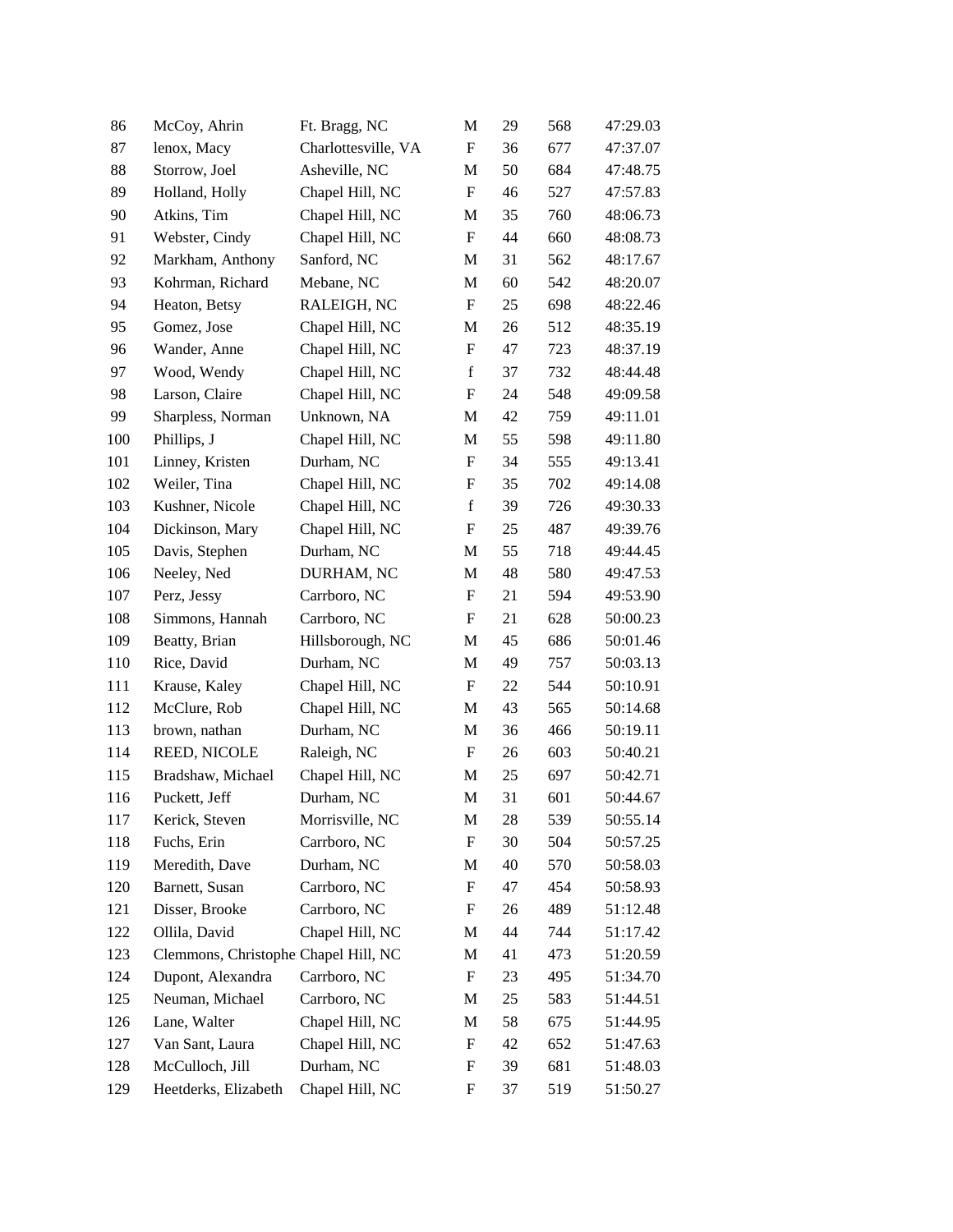| 86 | McCoy, Ahrin | Ft. Bragg, NC | M | 29 | 568 | 47:29.03 |
|---|---|---|---|---|---|---|
| 87 | lenox, Macy | Charlottesville, VA | F | 36 | 677 | 47:37.07 |
| 88 | Storrow, Joel | Asheville, NC | M | 50 | 684 | 47:48.75 |
| 89 | Holland, Holly | Chapel Hill, NC | F | 46 | 527 | 47:57.83 |
| 90 | Atkins, Tim | Chapel Hill, NC | M | 35 | 760 | 48:06.73 |
| 91 | Webster, Cindy | Chapel Hill, NC | F | 44 | 660 | 48:08.73 |
| 92 | Markham, Anthony | Sanford, NC | M | 31 | 562 | 48:17.67 |
| 93 | Kohrman, Richard | Mebane, NC | M | 60 | 542 | 48:20.07 |
| 94 | Heaton, Betsy | RALEIGH, NC | F | 25 | 698 | 48:22.46 |
| 95 | Gomez, Jose | Chapel Hill, NC | M | 26 | 512 | 48:35.19 |
| 96 | Wander, Anne | Chapel Hill, NC | F | 47 | 723 | 48:37.19 |
| 97 | Wood, Wendy | Chapel Hill, NC | f | 37 | 732 | 48:44.48 |
| 98 | Larson, Claire | Chapel Hill, NC | F | 24 | 548 | 49:09.58 |
| 99 | Sharpless, Norman | Unknown, NA | M | 42 | 759 | 49:11.01 |
| 100 | Phillips, J | Chapel Hill, NC | M | 55 | 598 | 49:11.80 |
| 101 | Linney, Kristen | Durham, NC | F | 34 | 555 | 49:13.41 |
| 102 | Weiler, Tina | Chapel Hill, NC | F | 35 | 702 | 49:14.08 |
| 103 | Kushner, Nicole | Chapel Hill, NC | f | 39 | 726 | 49:30.33 |
| 104 | Dickinson, Mary | Chapel Hill, NC | F | 25 | 487 | 49:39.76 |
| 105 | Davis, Stephen | Durham, NC | M | 55 | 718 | 49:44.45 |
| 106 | Neeley, Ned | DURHAM, NC | M | 48 | 580 | 49:47.53 |
| 107 | Perz, Jessy | Carrboro, NC | F | 21 | 594 | 49:53.90 |
| 108 | Simmons, Hannah | Carrboro, NC | F | 21 | 628 | 50:00.23 |
| 109 | Beatty, Brian | Hillsborough, NC | M | 45 | 686 | 50:01.46 |
| 110 | Rice, David | Durham, NC | M | 49 | 757 | 50:03.13 |
| 111 | Krause, Kaley | Chapel Hill, NC | F | 22 | 544 | 50:10.91 |
| 112 | McClure, Rob | Chapel Hill, NC | M | 43 | 565 | 50:14.68 |
| 113 | brown, nathan | Durham, NC | M | 36 | 466 | 50:19.11 |
| 114 | REED, NICOLE | Raleigh, NC | F | 26 | 603 | 50:40.21 |
| 115 | Bradshaw, Michael | Chapel Hill, NC | M | 25 | 697 | 50:42.71 |
| 116 | Puckett, Jeff | Durham, NC | M | 31 | 601 | 50:44.67 |
| 117 | Kerick, Steven | Morrisville, NC | M | 28 | 539 | 50:55.14 |
| 118 | Fuchs, Erin | Carrboro, NC | F | 30 | 504 | 50:57.25 |
| 119 | Meredith, Dave | Durham, NC | M | 40 | 570 | 50:58.03 |
| 120 | Barnett, Susan | Carrboro, NC | F | 47 | 454 | 50:58.93 |
| 121 | Disser, Brooke | Carrboro, NC | F | 26 | 489 | 51:12.48 |
| 122 | Ollila, David | Chapel Hill, NC | M | 44 | 744 | 51:17.42 |
| 123 | Clemmons, Christophe | Chapel Hill, NC | M | 41 | 473 | 51:20.59 |
| 124 | Dupont, Alexandra | Carrboro, NC | F | 23 | 495 | 51:34.70 |
| 125 | Neuman, Michael | Carrboro, NC | M | 25 | 583 | 51:44.51 |
| 126 | Lane, Walter | Chapel Hill, NC | M | 58 | 675 | 51:44.95 |
| 127 | Van Sant, Laura | Chapel Hill, NC | F | 42 | 652 | 51:47.63 |
| 128 | McCulloch, Jill | Durham, NC | F | 39 | 681 | 51:48.03 |
| 129 | Heetderks, Elizabeth | Chapel Hill, NC | F | 37 | 519 | 51:50.27 |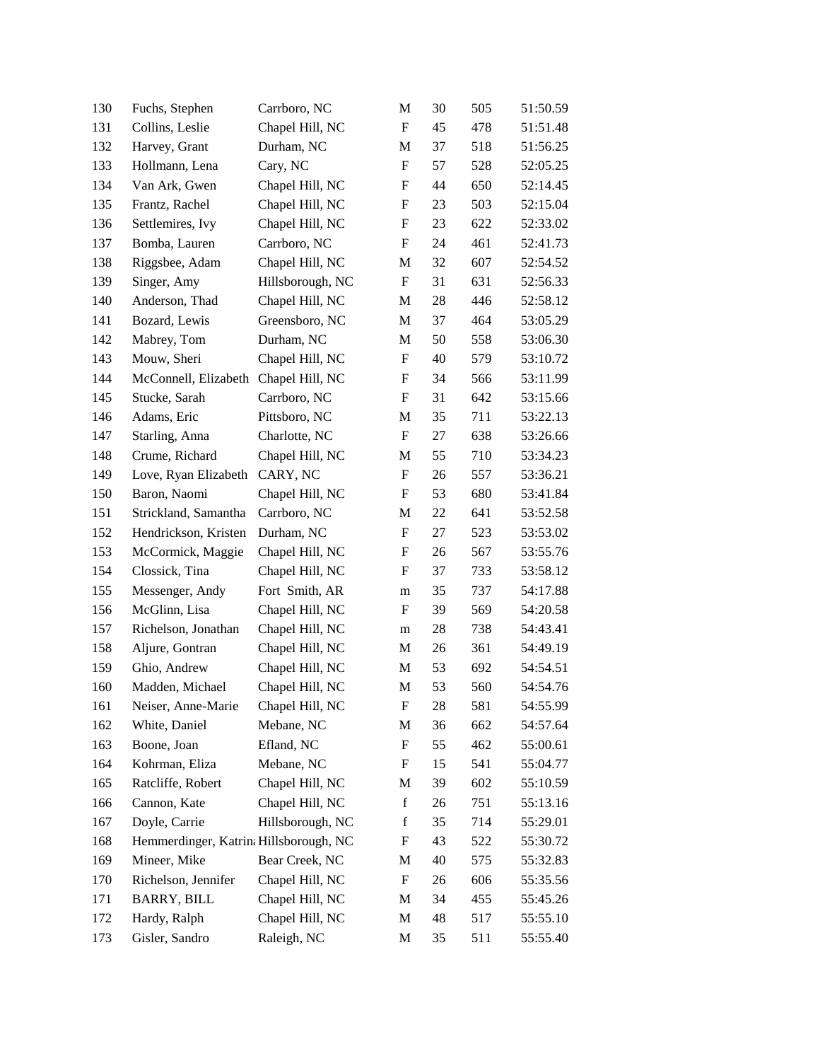| | | | | | | |
|---|---|---|---|---|---|---|
| 130 | Fuchs, Stephen | Carrboro, NC | M | 30 | 505 | 51:50.59 |
| 131 | Collins, Leslie | Chapel Hill, NC | F | 45 | 478 | 51:51.48 |
| 132 | Harvey, Grant | Durham, NC | M | 37 | 518 | 51:56.25 |
| 133 | Hollmann, Lena | Cary, NC | F | 57 | 528 | 52:05.25 |
| 134 | Van Ark, Gwen | Chapel Hill, NC | F | 44 | 650 | 52:14.45 |
| 135 | Frantz, Rachel | Chapel Hill, NC | F | 23 | 503 | 52:15.04 |
| 136 | Settlemires, Ivy | Chapel Hill, NC | F | 23 | 622 | 52:33.02 |
| 137 | Bomba, Lauren | Carrboro, NC | F | 24 | 461 | 52:41.73 |
| 138 | Riggsbee, Adam | Chapel Hill, NC | M | 32 | 607 | 52:54.52 |
| 139 | Singer, Amy | Hillsborough, NC | F | 31 | 631 | 52:56.33 |
| 140 | Anderson, Thad | Chapel Hill, NC | M | 28 | 446 | 52:58.12 |
| 141 | Bozard, Lewis | Greensboro, NC | M | 37 | 464 | 53:05.29 |
| 142 | Mabrey, Tom | Durham, NC | M | 50 | 558 | 53:06.30 |
| 143 | Mouw, Sheri | Chapel Hill, NC | F | 40 | 579 | 53:10.72 |
| 144 | McConnell, Elizabeth | Chapel Hill, NC | F | 34 | 566 | 53:11.99 |
| 145 | Stucke, Sarah | Carrboro, NC | F | 31 | 642 | 53:15.66 |
| 146 | Adams, Eric | Pittsboro, NC | M | 35 | 711 | 53:22.13 |
| 147 | Starling, Anna | Charlotte, NC | F | 27 | 638 | 53:26.66 |
| 148 | Crume, Richard | Chapel Hill, NC | M | 55 | 710 | 53:34.23 |
| 149 | Love, Ryan Elizabeth | CARY, NC | F | 26 | 557 | 53:36.21 |
| 150 | Baron, Naomi | Chapel Hill, NC | F | 53 | 680 | 53:41.84 |
| 151 | Strickland, Samantha | Carrboro, NC | M | 22 | 641 | 53:52.58 |
| 152 | Hendrickson, Kristen | Durham, NC | F | 27 | 523 | 53:53.02 |
| 153 | McCormick, Maggie | Chapel Hill, NC | F | 26 | 567 | 53:55.76 |
| 154 | Clossick, Tina | Chapel Hill, NC | F | 37 | 733 | 53:58.12 |
| 155 | Messenger, Andy | Fort Smith, AR | m | 35 | 737 | 54:17.88 |
| 156 | McGlinn, Lisa | Chapel Hill, NC | F | 39 | 569 | 54:20.58 |
| 157 | Richelson, Jonathan | Chapel Hill, NC | m | 28 | 738 | 54:43.41 |
| 158 | Aljure, Gontran | Chapel Hill, NC | M | 26 | 361 | 54:49.19 |
| 159 | Ghio, Andrew | Chapel Hill, NC | M | 53 | 692 | 54:54.51 |
| 160 | Madden, Michael | Chapel Hill, NC | M | 53 | 560 | 54:54.76 |
| 161 | Neiser, Anne-Marie | Chapel Hill, NC | F | 28 | 581 | 54:55.99 |
| 162 | White, Daniel | Mebane, NC | M | 36 | 662 | 54:57.64 |
| 163 | Boone, Joan | Efland, NC | F | 55 | 462 | 55:00.61 |
| 164 | Kohrman, Eliza | Mebane, NC | F | 15 | 541 | 55:04.77 |
| 165 | Ratcliffe, Robert | Chapel Hill, NC | M | 39 | 602 | 55:10.59 |
| 166 | Cannon, Kate | Chapel Hill, NC | f | 26 | 751 | 55:13.16 |
| 167 | Doyle, Carrie | Hillsborough, NC | f | 35 | 714 | 55:29.01 |
| 168 | Hemmerdinger, Katrin | Hillsborough, NC | F | 43 | 522 | 55:30.72 |
| 169 | Mineer, Mike | Bear Creek, NC | M | 40 | 575 | 55:32.83 |
| 170 | Richelson, Jennifer | Chapel Hill, NC | F | 26 | 606 | 55:35.56 |
| 171 | BARRY, BILL | Chapel Hill, NC | M | 34 | 455 | 55:45.26 |
| 172 | Hardy, Ralph | Chapel Hill, NC | M | 48 | 517 | 55:55.10 |
| 173 | Gisler, Sandro | Raleigh, NC | M | 35 | 511 | 55:55.40 |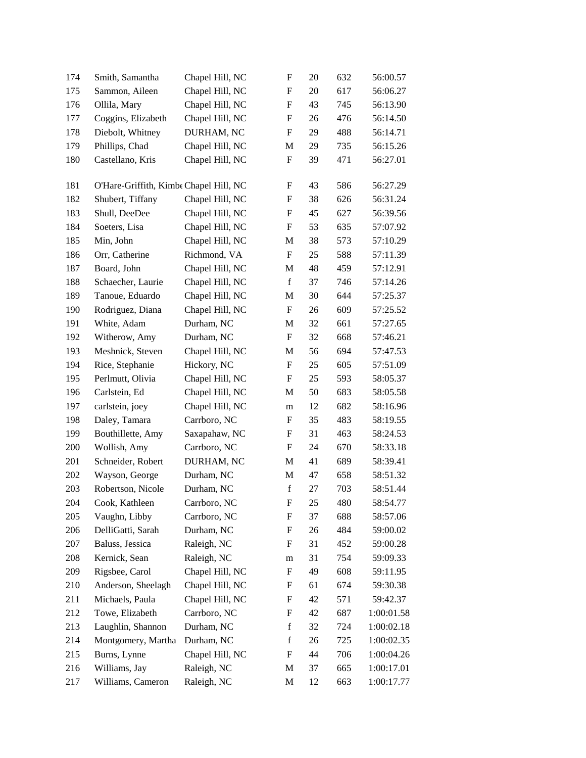| | | | | | | |
|---|---|---|---|---|---|---|
| 174 | Smith, Samantha | Chapel Hill, NC | F | 20 | 632 | 56:00.57 |
| 175 | Sammon, Aileen | Chapel Hill, NC | F | 20 | 617 | 56:06.27 |
| 176 | Ollila, Mary | Chapel Hill, NC | F | 43 | 745 | 56:13.90 |
| 177 | Coggins, Elizabeth | Chapel Hill, NC | F | 26 | 476 | 56:14.50 |
| 178 | Diebolt, Whitney | DURHAM, NC | F | 29 | 488 | 56:14.71 |
| 179 | Phillips, Chad | Chapel Hill, NC | M | 29 | 735 | 56:15.26 |
| 180 | Castellano, Kris | Chapel Hill, NC | F | 39 | 471 | 56:27.01 |
| 181 | O'Hare-Griffith, Kimbe | Chapel Hill, NC | F | 43 | 586 | 56:27.29 |
| 182 | Shubert, Tiffany | Chapel Hill, NC | F | 38 | 626 | 56:31.24 |
| 183 | Shull, DeeDee | Chapel Hill, NC | F | 45 | 627 | 56:39.56 |
| 184 | Soeters, Lisa | Chapel Hill, NC | F | 53 | 635 | 57:07.92 |
| 185 | Min, John | Chapel Hill, NC | M | 38 | 573 | 57:10.29 |
| 186 | Orr, Catherine | Richmond, VA | F | 25 | 588 | 57:11.39 |
| 187 | Board, John | Chapel Hill, NC | M | 48 | 459 | 57:12.91 |
| 188 | Schaecher, Laurie | Chapel Hill, NC | f | 37 | 746 | 57:14.26 |
| 189 | Tanoue, Eduardo | Chapel Hill, NC | M | 30 | 644 | 57:25.37 |
| 190 | Rodriguez, Diana | Chapel Hill, NC | F | 26 | 609 | 57:25.52 |
| 191 | White, Adam | Durham, NC | M | 32 | 661 | 57:27.65 |
| 192 | Witherow, Amy | Durham, NC | F | 32 | 668 | 57:46.21 |
| 193 | Meshnick, Steven | Chapel Hill, NC | M | 56 | 694 | 57:47.53 |
| 194 | Rice, Stephanie | Hickory, NC | F | 25 | 605 | 57:51.09 |
| 195 | Perlmutt, Olivia | Chapel Hill, NC | F | 25 | 593 | 58:05.37 |
| 196 | Carlstein, Ed | Chapel Hill, NC | M | 50 | 683 | 58:05.58 |
| 197 | carlstein, joey | Chapel Hill, NC | m | 12 | 682 | 58:16.96 |
| 198 | Daley, Tamara | Carrboro, NC | F | 35 | 483 | 58:19.55 |
| 199 | Bouthillette, Amy | Saxapahaw, NC | F | 31 | 463 | 58:24.53 |
| 200 | Wollish, Amy | Carrboro, NC | F | 24 | 670 | 58:33.18 |
| 201 | Schneider, Robert | DURHAM, NC | M | 41 | 689 | 58:39.41 |
| 202 | Wayson, George | Durham, NC | M | 47 | 658 | 58:51.32 |
| 203 | Robertson, Nicole | Durham, NC | f | 27 | 703 | 58:51.44 |
| 204 | Cook, Kathleen | Carrboro, NC | F | 25 | 480 | 58:54.77 |
| 205 | Vaughn, Libby | Carrboro, NC | F | 37 | 688 | 58:57.06 |
| 206 | DelliGatti, Sarah | Durham, NC | F | 26 | 484 | 59:00.02 |
| 207 | Baluss, Jessica | Raleigh, NC | F | 31 | 452 | 59:00.28 |
| 208 | Kernick, Sean | Raleigh, NC | m | 31 | 754 | 59:09.33 |
| 209 | Rigsbee, Carol | Chapel Hill, NC | F | 49 | 608 | 59:11.95 |
| 210 | Anderson, Sheelagh | Chapel Hill, NC | F | 61 | 674 | 59:30.38 |
| 211 | Michaels, Paula | Chapel Hill, NC | F | 42 | 571 | 59:42.37 |
| 212 | Towe, Elizabeth | Carrboro, NC | F | 42 | 687 | 1:00:01.58 |
| 213 | Laughlin, Shannon | Durham, NC | f | 32 | 724 | 1:00:02.18 |
| 214 | Montgomery, Martha | Durham, NC | f | 26 | 725 | 1:00:02.35 |
| 215 | Burns, Lynne | Chapel Hill, NC | F | 44 | 706 | 1:00:04.26 |
| 216 | Williams, Jay | Raleigh, NC | M | 37 | 665 | 1:00:17.01 |
| 217 | Williams, Cameron | Raleigh, NC | M | 12 | 663 | 1:00:17.77 |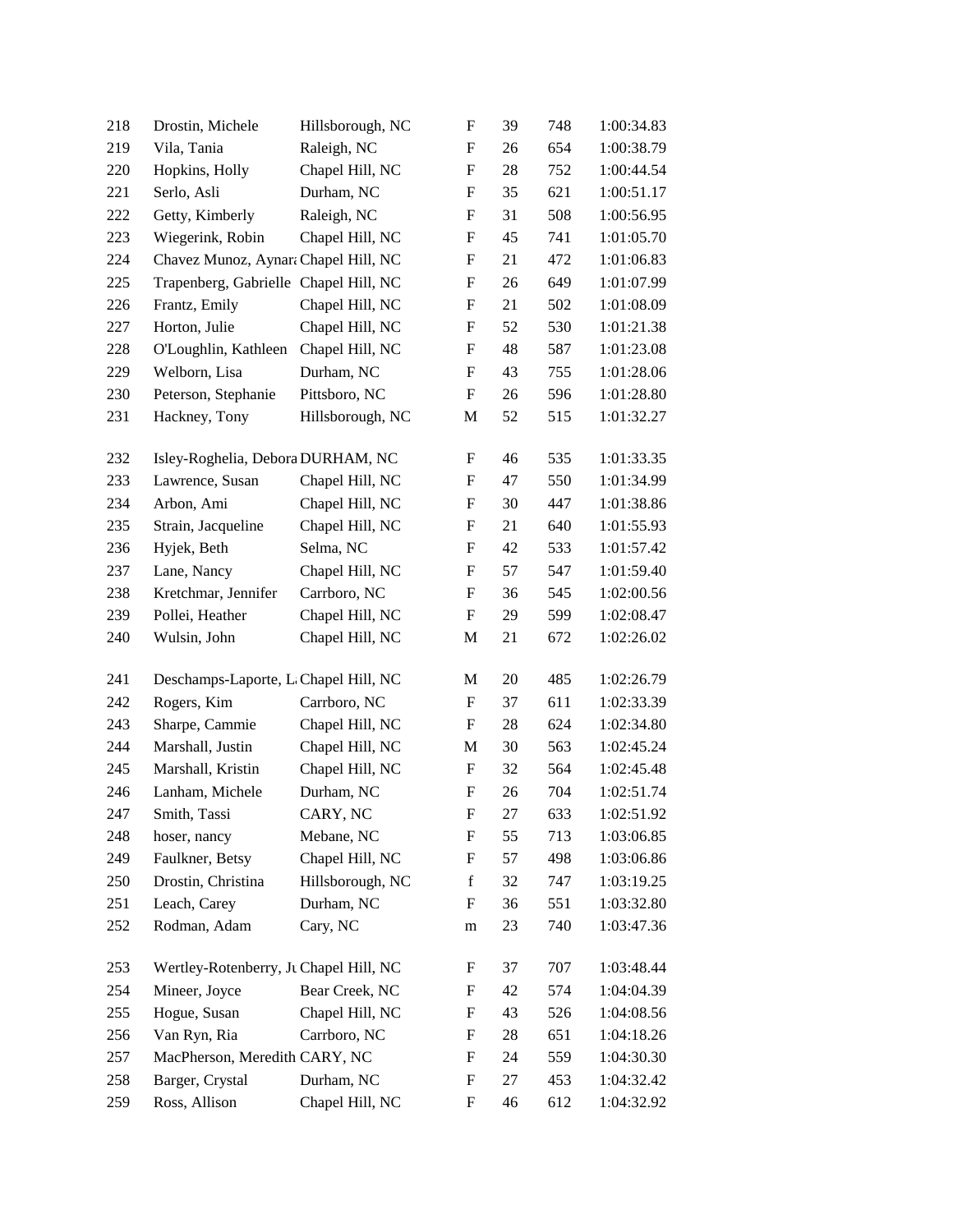| | | | | | | |
|---|---|---|---|---|---|---|
| 218 | Drostin, Michele | Hillsborough, NC | F | 39 | 748 | 1:00:34.83 |
| 219 | Vila, Tania | Raleigh, NC | F | 26 | 654 | 1:00:38.79 |
| 220 | Hopkins, Holly | Chapel Hill, NC | F | 28 | 752 | 1:00:44.54 |
| 221 | Serlo, Asli | Durham, NC | F | 35 | 621 | 1:00:51.17 |
| 222 | Getty, Kimberly | Raleigh, NC | F | 31 | 508 | 1:00:56.95 |
| 223 | Wiegerink, Robin | Chapel Hill, NC | F | 45 | 741 | 1:01:05.70 |
| 224 | Chavez Munoz, Aynara | Chapel Hill, NC | F | 21 | 472 | 1:01:06.83 |
| 225 | Trapenberg, Gabrielle | Chapel Hill, NC | F | 26 | 649 | 1:01:07.99 |
| 226 | Frantz, Emily | Chapel Hill, NC | F | 21 | 502 | 1:01:08.09 |
| 227 | Horton, Julie | Chapel Hill, NC | F | 52 | 530 | 1:01:21.38 |
| 228 | O'Loughlin, Kathleen | Chapel Hill, NC | F | 48 | 587 | 1:01:23.08 |
| 229 | Welborn, Lisa | Durham, NC | F | 43 | 755 | 1:01:28.06 |
| 230 | Peterson, Stephanie | Pittsboro, NC | F | 26 | 596 | 1:01:28.80 |
| 231 | Hackney, Tony | Hillsborough, NC | M | 52 | 515 | 1:01:32.27 |
| 232 | Isley-Roghelia, Debora | DURHAM, NC | F | 46 | 535 | 1:01:33.35 |
| 233 | Lawrence, Susan | Chapel Hill, NC | F | 47 | 550 | 1:01:34.99 |
| 234 | Arbon, Ami | Chapel Hill, NC | F | 30 | 447 | 1:01:38.86 |
| 235 | Strain, Jacqueline | Chapel Hill, NC | F | 21 | 640 | 1:01:55.93 |
| 236 | Hyjek, Beth | Selma, NC | F | 42 | 533 | 1:01:57.42 |
| 237 | Lane, Nancy | Chapel Hill, NC | F | 57 | 547 | 1:01:59.40 |
| 238 | Kretchmar, Jennifer | Carrboro, NC | F | 36 | 545 | 1:02:00.56 |
| 239 | Pollei, Heather | Chapel Hill, NC | F | 29 | 599 | 1:02:08.47 |
| 240 | Wulsin, John | Chapel Hill, NC | M | 21 | 672 | 1:02:26.02 |
| 241 | Deschamps-Laporte, L | Chapel Hill, NC | M | 20 | 485 | 1:02:26.79 |
| 242 | Rogers, Kim | Carrboro, NC | F | 37 | 611 | 1:02:33.39 |
| 243 | Sharpe, Cammie | Chapel Hill, NC | F | 28 | 624 | 1:02:34.80 |
| 244 | Marshall, Justin | Chapel Hill, NC | M | 30 | 563 | 1:02:45.24 |
| 245 | Marshall, Kristin | Chapel Hill, NC | F | 32 | 564 | 1:02:45.48 |
| 246 | Lanham, Michele | Durham, NC | F | 26 | 704 | 1:02:51.74 |
| 247 | Smith, Tassi | CARY, NC | F | 27 | 633 | 1:02:51.92 |
| 248 | hoser, nancy | Mebane, NC | F | 55 | 713 | 1:03:06.85 |
| 249 | Faulkner, Betsy | Chapel Hill, NC | F | 57 | 498 | 1:03:06.86 |
| 250 | Drostin, Christina | Hillsborough, NC | f | 32 | 747 | 1:03:19.25 |
| 251 | Leach, Carey | Durham, NC | F | 36 | 551 | 1:03:32.80 |
| 252 | Rodman, Adam | Cary, NC | m | 23 | 740 | 1:03:47.36 |
| 253 | Wertley-Rotenberry, Ju | Chapel Hill, NC | F | 37 | 707 | 1:03:48.44 |
| 254 | Mineer, Joyce | Bear Creek, NC | F | 42 | 574 | 1:04:04.39 |
| 255 | Hogue, Susan | Chapel Hill, NC | F | 43 | 526 | 1:04:08.56 |
| 256 | Van Ryn, Ria | Carrboro, NC | F | 28 | 651 | 1:04:18.26 |
| 257 | MacPherson, Meredith | CARY, NC | F | 24 | 559 | 1:04:30.30 |
| 258 | Barger, Crystal | Durham, NC | F | 27 | 453 | 1:04:32.42 |
| 259 | Ross, Allison | Chapel Hill, NC | F | 46 | 612 | 1:04:32.92 |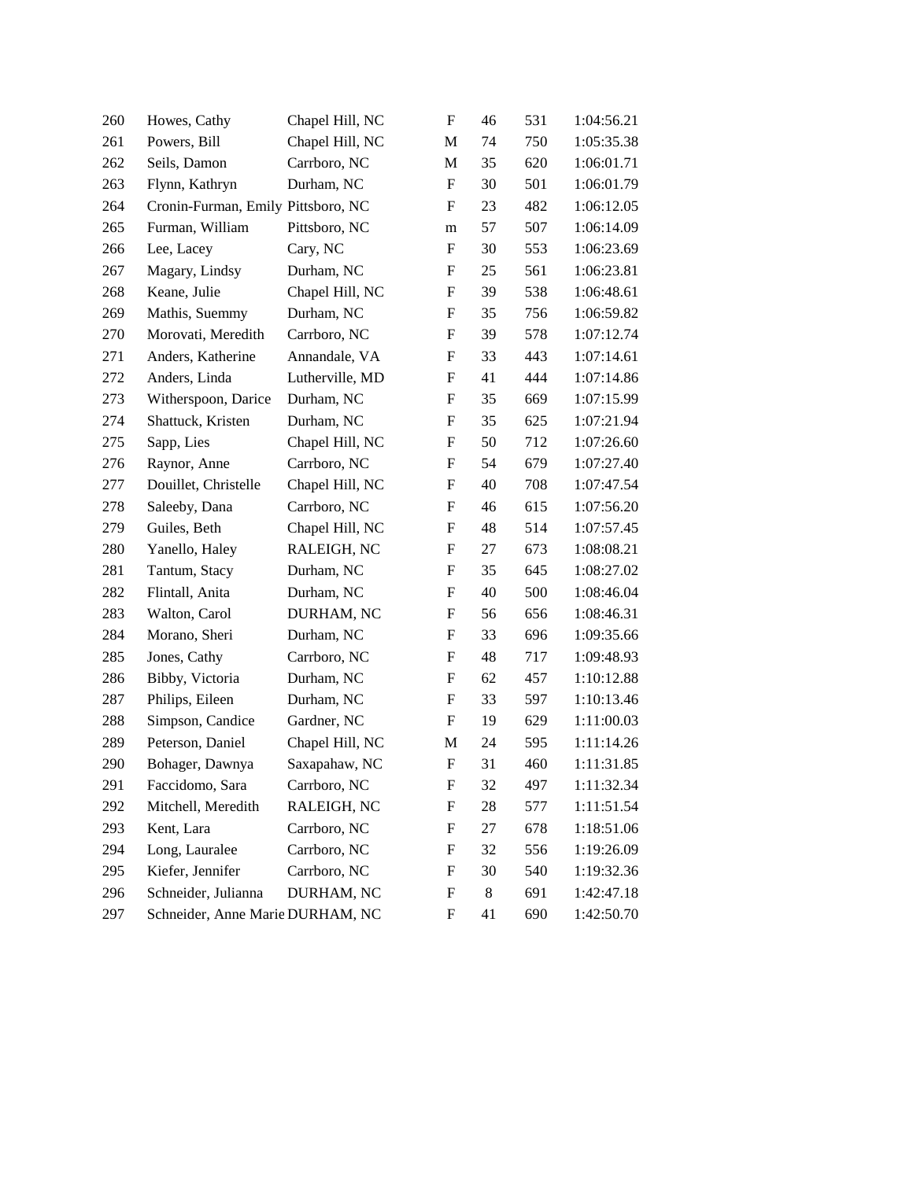| | | | | | | |
|---|---|---|---|---|---|---|
| 260 | Howes, Cathy | Chapel Hill, NC | F | 46 | 531 | 1:04:56.21 |
| 261 | Powers, Bill | Chapel Hill, NC | M | 74 | 750 | 1:05:35.38 |
| 262 | Seils, Damon | Carrboro, NC | M | 35 | 620 | 1:06:01.71 |
| 263 | Flynn, Kathryn | Durham, NC | F | 30 | 501 | 1:06:01.79 |
| 264 | Cronin-Furman, Emily | Pittsboro, NC | F | 23 | 482 | 1:06:12.05 |
| 265 | Furman, William | Pittsboro, NC | m | 57 | 507 | 1:06:14.09 |
| 266 | Lee, Lacey | Cary, NC | F | 30 | 553 | 1:06:23.69 |
| 267 | Magary, Lindsy | Durham, NC | F | 25 | 561 | 1:06:23.81 |
| 268 | Keane, Julie | Chapel Hill, NC | F | 39 | 538 | 1:06:48.61 |
| 269 | Mathis, Suemmy | Durham, NC | F | 35 | 756 | 1:06:59.82 |
| 270 | Morovati, Meredith | Carrboro, NC | F | 39 | 578 | 1:07:12.74 |
| 271 | Anders, Katherine | Annandale, VA | F | 33 | 443 | 1:07:14.61 |
| 272 | Anders, Linda | Lutherville, MD | F | 41 | 444 | 1:07:14.86 |
| 273 | Witherspoon, Darice | Durham, NC | F | 35 | 669 | 1:07:15.99 |
| 274 | Shattuck, Kristen | Durham, NC | F | 35 | 625 | 1:07:21.94 |
| 275 | Sapp, Lies | Chapel Hill, NC | F | 50 | 712 | 1:07:26.60 |
| 276 | Raynor, Anne | Carrboro, NC | F | 54 | 679 | 1:07:27.40 |
| 277 | Douillet, Christelle | Chapel Hill, NC | F | 40 | 708 | 1:07:47.54 |
| 278 | Saleeby, Dana | Carrboro, NC | F | 46 | 615 | 1:07:56.20 |
| 279 | Guiles, Beth | Chapel Hill, NC | F | 48 | 514 | 1:07:57.45 |
| 280 | Yanello, Haley | RALEIGH, NC | F | 27 | 673 | 1:08:08.21 |
| 281 | Tantum, Stacy | Durham, NC | F | 35 | 645 | 1:08:27.02 |
| 282 | Flintall, Anita | Durham, NC | F | 40 | 500 | 1:08:46.04 |
| 283 | Walton, Carol | DURHAM, NC | F | 56 | 656 | 1:08:46.31 |
| 284 | Morano, Sheri | Durham, NC | F | 33 | 696 | 1:09:35.66 |
| 285 | Jones, Cathy | Carrboro, NC | F | 48 | 717 | 1:09:48.93 |
| 286 | Bibby, Victoria | Durham, NC | F | 62 | 457 | 1:10:12.88 |
| 287 | Philips, Eileen | Durham, NC | F | 33 | 597 | 1:10:13.46 |
| 288 | Simpson, Candice | Gardner, NC | F | 19 | 629 | 1:11:00.03 |
| 289 | Peterson, Daniel | Chapel Hill, NC | M | 24 | 595 | 1:11:14.26 |
| 290 | Bohager, Dawnya | Saxapahaw, NC | F | 31 | 460 | 1:11:31.85 |
| 291 | Faccidomo, Sara | Carrboro, NC | F | 32 | 497 | 1:11:32.34 |
| 292 | Mitchell, Meredith | RALEIGH, NC | F | 28 | 577 | 1:11:51.54 |
| 293 | Kent, Lara | Carrboro, NC | F | 27 | 678 | 1:18:51.06 |
| 294 | Long, Lauralee | Carrboro, NC | F | 32 | 556 | 1:19:26.09 |
| 295 | Kiefer, Jennifer | Carrboro, NC | F | 30 | 540 | 1:19:32.36 |
| 296 | Schneider, Julianna | DURHAM, NC | F | 8 | 691 | 1:42:47.18 |
| 297 | Schneider, Anne Marie | DURHAM, NC | F | 41 | 690 | 1:42:50.70 |